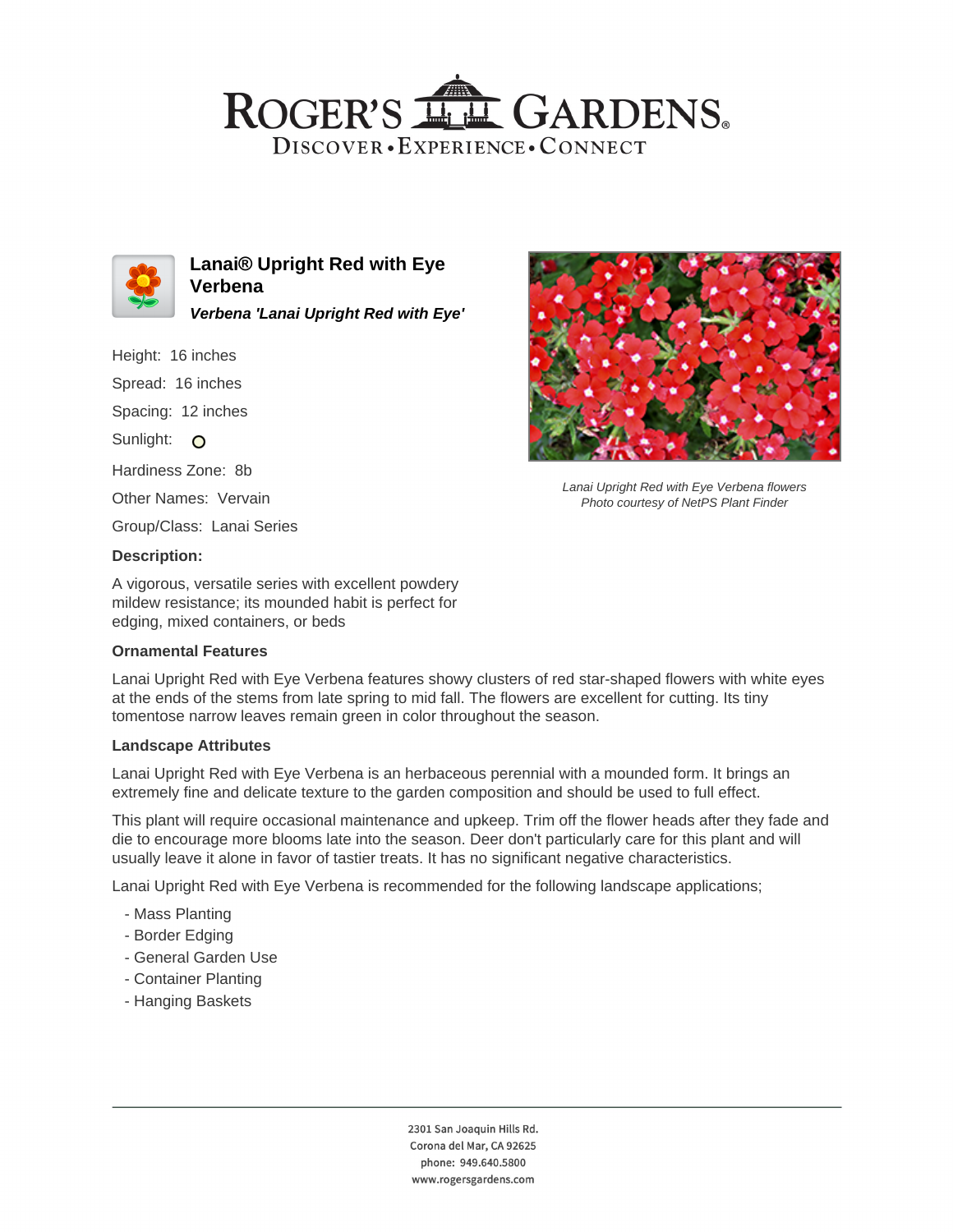# ROGER'S GARDENS

DISCOVER • EXPERIENCE • CONNECT

## Lanai® Upright Red with Eye Verbena

***Verbena 'Lanai Upright Red with Eye'***

Height: 16 inches

Spread: 16 inches

Spacing: 12 inches

Sunlight:

Hardiness Zone: 8b

Other Names: Vervain

Group/Class: Lanai Series

*Lanai Upright Red with Eye Verbena flowers*
*Photo courtesy of NetPS Plant Finder*

**Description:**

A vigorous, versatile series with excellent powdery mildew resistance; its mounded habit is perfect for edging, mixed containers, or beds

**Ornamental Features**

Lanai Upright Red with Eye Verbena features showy clusters of red star-shaped flowers with white eyes at the ends of the stems from late spring to mid fall. The flowers are excellent for cutting. Its tiny tomentose narrow leaves remain green in color throughout the season.

**Landscape Attributes**

Lanai Upright Red with Eye Verbena is an herbaceous perennial with a mounded form. It brings an extremely fine and delicate texture to the garden composition and should be used to full effect.

This plant will require occasional maintenance and upkeep. Trim off the flower heads after they fade and die to encourage more blooms late into the season. Deer don't particularly care for this plant and will usually leave it alone in favor of tastier treats. It has no significant negative characteristics.

Lanai Upright Red with Eye Verbena is recommended for the following landscape applications;

- Mass Planting
- Border Edging
- General Garden Use
- Container Planting
- Hanging Baskets

2301 San Joaquin Hills Rd.
Corona del Mar, CA 92625
phone: 949.640.5800
www.rogersgardens.com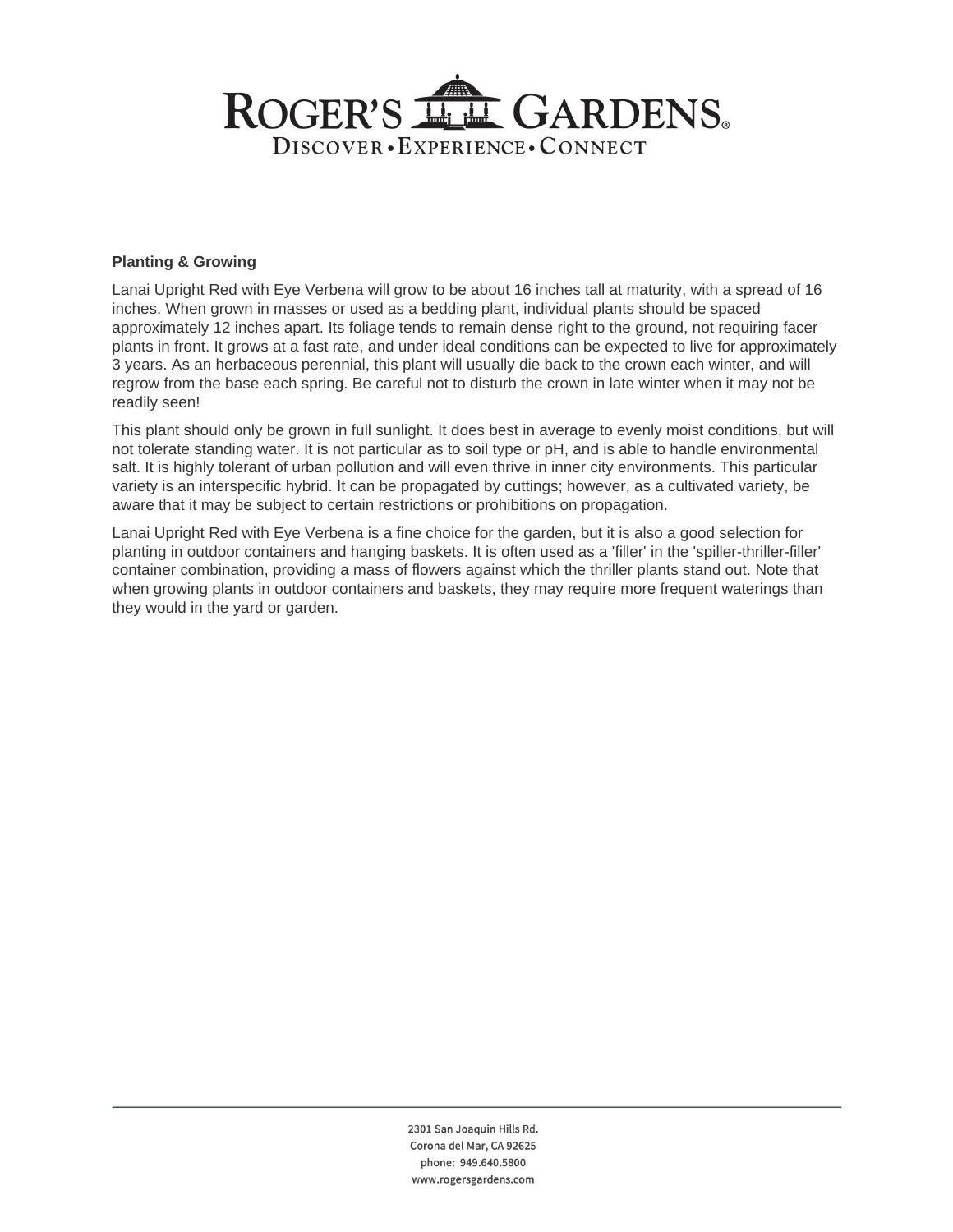**Planting & Growing**

Lanai Upright Red with Eye Verbena will grow to be about 16 inches tall at maturity, with a spread of 16 inches. When grown in masses or used as a bedding plant, individual plants should be spaced approximately 12 inches apart. Its foliage tends to remain dense right to the ground, not requiring facer plants in front. It grows at a fast rate, and under ideal conditions can be expected to live for approximately 3 years. As an herbaceous perennial, this plant will usually die back to the crown each winter, and will regrow from the base each spring. Be careful not to disturb the crown in late winter when it may not be readily seen!

This plant should only be grown in full sunlight. It does best in average to evenly moist conditions, but will not tolerate standing water. It is not particular as to soil type or pH, and is able to handle environmental salt. It is highly tolerant of urban pollution and will even thrive in inner city environments. This particular variety is an interspecific hybrid. It can be propagated by cuttings; however, as a cultivated variety, be aware that it may be subject to certain restrictions or prohibitions on propagation.

Lanai Upright Red with Eye Verbena is a fine choice for the garden, but it is also a good selection for planting in outdoor containers and hanging baskets. It is often used as a 'filler' in the 'spiller-thriller-filler' container combination, providing a mass of flowers against which the thriller plants stand out. Note that when growing plants in outdoor containers and baskets, they may require more frequent waterings than they would in the yard or garden.